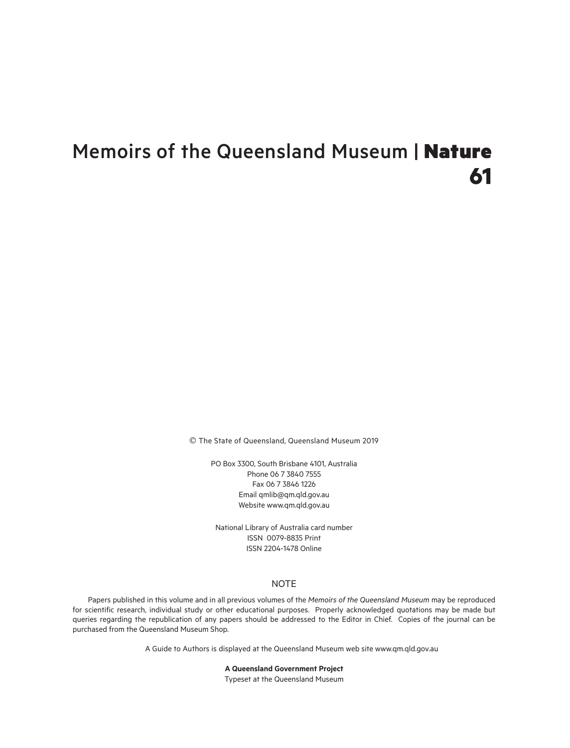# Memoirs of the Queensland Museum | **Nature** **61**

© The State of Queensland, Queensland Museum 2019

PO Box 3300, South Brisbane 4101, Australia
Phone 06 7 3840 7555
Fax 06 7 3846 1226
Email qmlib@qm.qld.gov.au
Website www.qm.qld.gov.au

National Library of Australia card number
ISSN 0079-8835 Print
ISSN 2204-1478 Online

NOTE

Papers published in this volume and in all previous volumes of the *Memoirs of the Queensland Museum* may be reproduced for scientific research, individual study or other educational purposes. Properly acknowledged quotations may be made but queries regarding the republication of any papers should be addressed to the Editor in Chief. Copies of the journal can be purchased from the Queensland Museum Shop.

A Guide to Authors is displayed at the Queensland Museum web site www.qm.qld.gov.au

**A Queensland Government Project**
Typeset at the Queensland Museum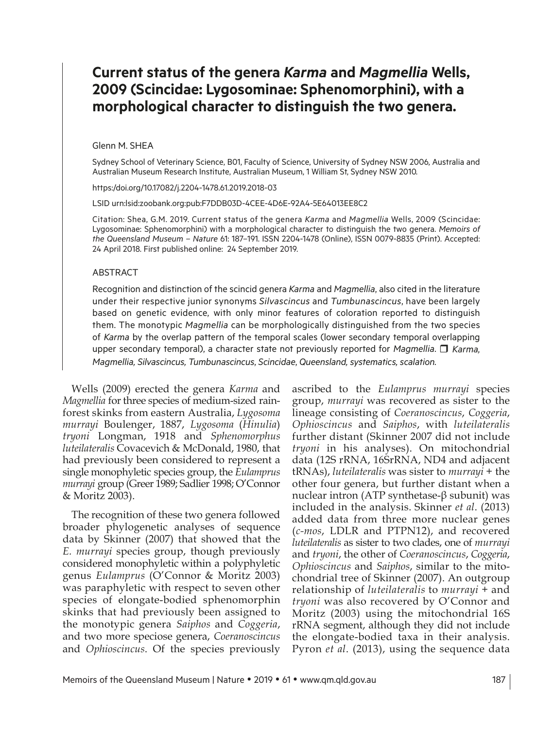# Current status of the genera *Karma* and *Magmellia* Wells, 2009 (Scincidae: Lygosominae: Sphenomorphini), with a morphological character to distinguish the two genera.

Glenn M. SHEA

Sydney School of Veterinary Science, B01, Faculty of Science, University of Sydney NSW 2006, Australia and Australian Museum Research Institute, Australian Museum, 1 William St, Sydney NSW 2010.

https:/doi.org/10.17082/j.2204-1478.61.2019.2018-03

LSID urn:lsid:zoobank.org:pub:F7DDB03D-4CEE-4D6E-92A4-5E64013EE8C2

Citation: Shea, G.M. 2019. Current status of the genera *Karma* and *Magmellia* Wells, 2009 (Scincidae: Lygosominae: Sphenomorphini) with a morphological character to distinguish the two genera. *Memoirs of the Queensland Museum – Nature* 61: 187–191. ISSN 2204-1478 (Online), ISSN 0079-8835 (Print). Accepted: 24 April 2018. First published online: 24 September 2019.

## ABSTRACT

Recognition and distinction of the scincid genera *Karma* and *Magmellia*, also cited in the literature under their respective junior synonyms *Silvascincus* and *Tumbunascincus*, have been largely based on genetic evidence, with only minor features of coloration reported to distinguish them. The monotypic *Magmellia* can be morphologically distinguished from the two species of *Karma* by the overlap pattern of the temporal scales (lower secondary temporal overlapping upper secondary temporal), a character state not previously reported for *Magmellia*. ❒ *Karma, Magmellia, Silvascincus, Tumbunascincus, Scincidae, Queensland, systematics, scalation.*

Wells (2009) erected the genera *Karma* and *Magmellia* for three species of medium-sized rainforest skinks from eastern Australia, *Lygosoma murrayi* Boulenger, 1887, *Lygosoma* (*Hinulia*) *tryoni* Longman, 1918 and *Sphenomorphus luteilateralis* Covacevich & McDonald, 1980, that had previously been considered to represent a single monophyletic species group, the *Eulamprus murrayi* group (Greer 1989; Sadlier 1998; O'Connor & Moritz 2003).

The recognition of these two genera followed broader phylogenetic analyses of sequence data by Skinner (2007) that showed that the *E. murrayi* species group, though previously considered monophyletic within a polyphyletic genus *Eulamprus* (O'Connor & Moritz 2003) was paraphyletic with respect to seven other species of elongate-bodied sphenomorphin skinks that had previously been assigned to the monotypic genera *Saiphos* and *Coggeria*, and two more speciose genera, *Coeranoscincus* and *Ophioscincus*. Of the species previously ascribed to the *Eulamprus murrayi* species group, *murrayi* was recovered as sister to the lineage consisting of *Coeranoscincus*, *Coggeria*, *Ophioscincus* and *Saiphos*, with *luteilateralis* further distant (Skinner 2007 did not include *tryoni* in his analyses). On mitochondrial data (12S rRNA, 16SrRNA, ND4 and adjacent tRNAs), *luteilateralis* was sister to *murrayi* + the other four genera, but further distant when a nuclear intron (ATP synthetase-β subunit) was included in the analysis. Skinner *et al*. (2013) added data from three more nuclear genes (*c-mos*, LDLR and PTPN12), and recovered *luteilateralis* as sister to two clades, one of *murrayi* and *tryoni*, the other of *Coeranoscincus*, *Coggeria*, *Ophioscincus* and *Saiphos*, similar to the mitochondrial tree of Skinner (2007). An outgroup relationship of *luteilateralis* to *murrayi* + and *tryoni* was also recovered by O'Connor and Moritz (2003) using the mitochondrial 16S rRNA segment, although they did not include the elongate-bodied taxa in their analysis. Pyron *et al*. (2013), using the sequence data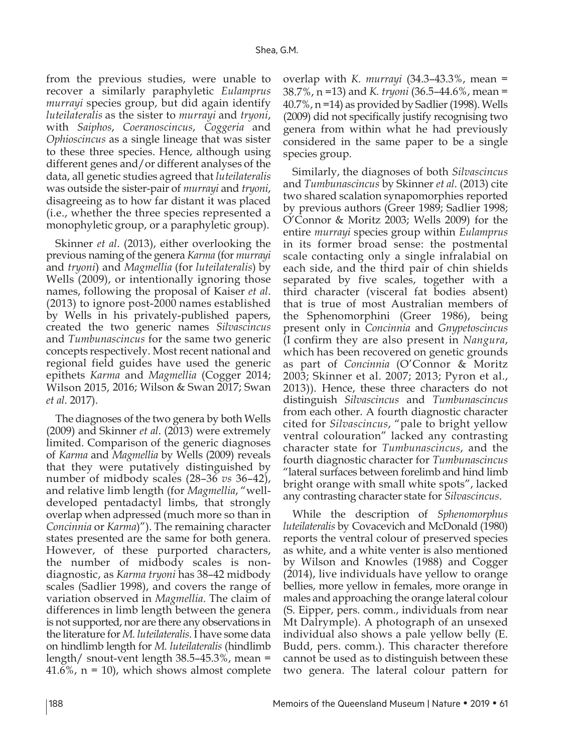from the previous studies, were unable to recover a similarly paraphyletic *Eulamprus murrayi* species group, but did again identify *luteilateralis* as the sister to *murrayi* and *tryoni*, with *Saiphos*, *Coeranoscincus*, *Coggeria* and *Ophioscincus* as a single lineage that was sister to these three species. Hence, although using different genes and/or different analyses of the data, all genetic studies agreed that *luteilateralis* was outside the sister-pair of *murrayi* and *tryoni*, disagreeing as to how far distant it was placed (i.e., whether the three species represented a monophyletic group, or a paraphyletic group).

Skinner *et al*. (2013), either overlooking the previous naming of the genera *Karma* (for *murrayi* and *tryoni*) and *Magmellia* (for *luteilateralis*) by Wells (2009), or intentionally ignoring those names, following the proposal of Kaiser *et al*. (2013) to ignore post-2000 names established by Wells in his privately-published papers, created the two generic names *Silvascincus* and *Tumbunascincus* for the same two generic concepts respectively. Most recent national and regional field guides have used the generic epithets *Karma* and *Magmellia* (Cogger 2014; Wilson 2015, 2016; Wilson & Swan 2017; Swan *et al*. 2017).

The diagnoses of the two genera by both Wells (2009) and Skinner *et al*. (2013) were extremely limited. Comparison of the generic diagnoses of *Karma* and *Magmellia* by Wells (2009) reveals that they were putatively distinguished by number of midbody scales (28–36 *vs* 36–42), and relative limb length (for *Magmellia*, "well-developed pentadactyl limbs, that strongly overlap when adpressed (much more so than in *Concinnia* or *Karma*)"). The remaining character states presented are the same for both genera. However, of these purported characters, the number of midbody scales is non-diagnostic, as *Karma tryoni* has 38–42 midbody scales (Sadlier 1998), and covers the range of variation observed in *Magmellia*. The claim of differences in limb length between the genera is not supported, nor are there any observations in the literature for *M. luteilateralis*. I have some data on hindlimb length for *M. luteilateralis* (hindlimb length/ snout-vent length 38.5–45.3%, mean = 41.6%, n = 10), which shows almost complete overlap with *K. murrayi* (34.3–43.3%, mean = 38.7%, n =13) and *K. tryoni* (36.5–44.6%, mean = 40.7%, n =14) as provided by Sadlier (1998). Wells (2009) did not specifically justify recognising two genera from within what he had previously considered in the same paper to be a single species group.

Similarly, the diagnoses of both *Silvascincus* and *Tumbunascincus* by Skinner *et al*. (2013) cite two shared scalation synapomorphies reported by previous authors (Greer 1989; Sadlier 1998; O'Connor & Moritz 2003; Wells 2009) for the entire *murrayi* species group within *Eulamprus* in its former broad sense: the postmental scale contacting only a single infralabial on each side, and the third pair of chin shields separated by five scales, together with a third character (visceral fat bodies absent) that is true of most Australian members of the Sphenomorphini (Greer 1986), being present only in *Concinnia* and *Gnypetoscincus* (I confirm they are also present in *Nangura*, which has been recovered on genetic grounds as part of *Concinnia* (O'Connor & Moritz 2003; Skinner et al. 2007; 2013; Pyron et al., 2013)). Hence, these three characters do not distinguish *Silvascincus* and *Tumbunascincus* from each other. A fourth diagnostic character cited for *Silvascincus*, "pale to bright yellow ventral colouration" lacked any contrasting character state for *Tumbunascincus*, and the fourth diagnostic character for *Tumbunascincus* "lateral surfaces between forelimb and hind limb bright orange with small white spots", lacked any contrasting character state for *Silvascincus*.

While the description of *Sphenomorphus luteilateralis* by Covacevich and McDonald (1980) reports the ventral colour of preserved species as white, and a white venter is also mentioned by Wilson and Knowles (1988) and Cogger (2014), live individuals have yellow to orange bellies, more yellow in females, more orange in males and approaching the orange lateral colour (S. Eipper, pers. comm., individuals from near Mt Dalrymple). A photograph of an unsexed individual also shows a pale yellow belly (E. Budd, pers. comm.). This character therefore cannot be used as to distinguish between these two genera. The lateral colour pattern for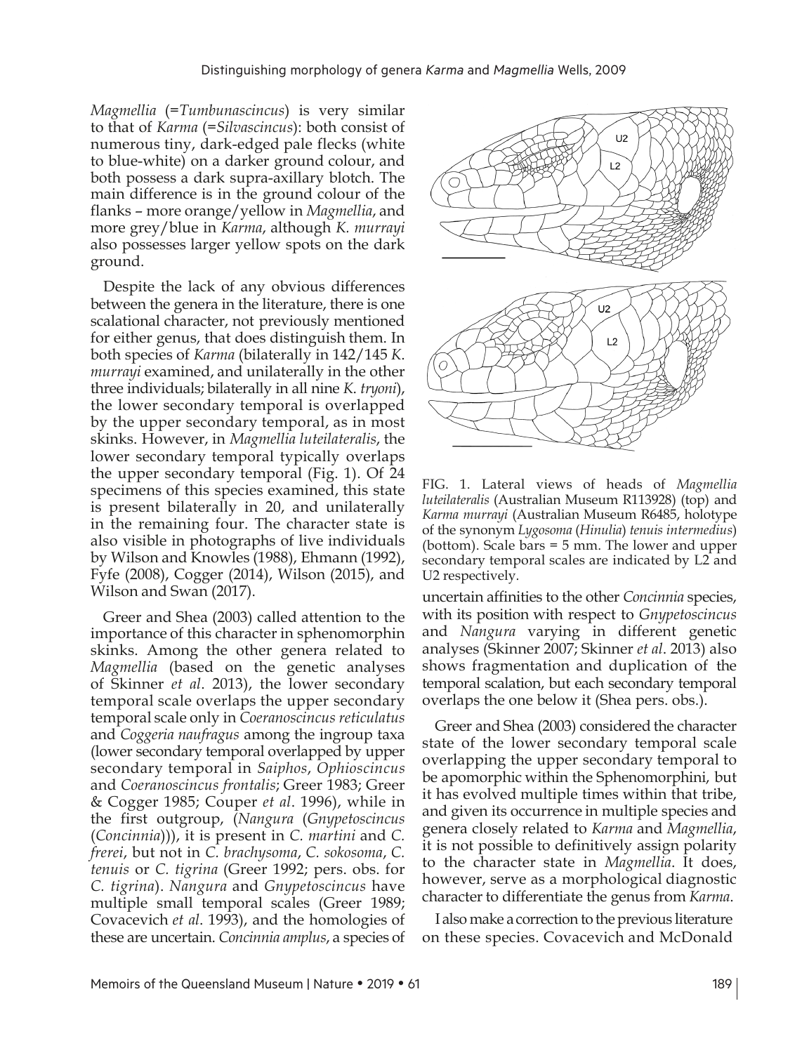*Magmellia* (=*Tumbunascincus*) is very similar to that of *Karma* (=*Silvascincus*): both consist of numerous tiny, dark-edged pale flecks (white to blue-white) on a darker ground colour, and both possess a dark supra-axillary blotch. The main difference is in the ground colour of the flanks – more orange/yellow in *Magmellia*, and more grey/blue in *Karma*, although *K. murrayi* also possesses larger yellow spots on the dark ground.

Despite the lack of any obvious differences between the genera in the literature, there is one scalational character, not previously mentioned for either genus, that does distinguish them. In both species of *Karma* (bilaterally in 142/145 *K. murrayi* examined, and unilaterally in the other three individuals; bilaterally in all nine *K. tryoni*), the lower secondary temporal is overlapped by the upper secondary temporal, as in most skinks. However, in *Magmellia luteilateralis*, the lower secondary temporal typically overlaps the upper secondary temporal (Fig. 1). Of 24 specimens of this species examined, this state is present bilaterally in 20, and unilaterally in the remaining four. The character state is also visible in photographs of live individuals by Wilson and Knowles (1988), Ehmann (1992), Fyfe (2008), Cogger (2014), Wilson (2015), and Wilson and Swan (2017).

Greer and Shea (2003) called attention to the importance of this character in sphenomorphin skinks. Among the other genera related to *Magmellia* (based on the genetic analyses of Skinner *et al*. 2013), the lower secondary temporal scale overlaps the upper secondary temporal scale only in *Coeranoscincus reticulatus* and *Coggeria naufragus* among the ingroup taxa (lower secondary temporal overlapped by upper secondary temporal in *Saiphos*, *Ophioscincus* and *Coeranoscincus frontalis*; Greer 1983; Greer & Cogger 1985; Couper *et al*. 1996), while in the first outgroup, (*Nangura* (*Gnypetoscincus* (*Concinnia*))), it is present in *C. martini* and *C. frerei*, but not in *C. brachysoma*, *C. sokosoma*, *C. tenuis* or *C. tigrina* (Greer 1992; pers. obs. for *C. tigrina*). *Nangura* and *Gnypetoscincus* have multiple small temporal scales (Greer 1989; Covacevich *et al*. 1993), and the homologies of these are uncertain. *Concinnia amplus*, a species of uncertain affinities to the other *Concinnia* species, with its position with respect to *Gnypetoscincus* and *Nangura* varying in different genetic analyses (Skinner 2007; Skinner *et al*. 2013) also shows fragmentation and duplication of the temporal scalation, but each secondary temporal overlaps the one below it (Shea pers. obs.).

FIG. 1. Lateral views of heads of *Magmellia luteilateralis* (Australian Museum R113928) (top) and *Karma murrayi* (Australian Museum R6485, holotype of the synonym *Lygosoma* (*Hinulia*) *tenuis intermedius*) (bottom). Scale bars = 5 mm. The lower and upper secondary temporal scales are indicated by L2 and U2 respectively.

Greer and Shea (2003) considered the character state of the lower secondary temporal scale overlapping the upper secondary temporal to be apomorphic within the Sphenomorphini, but it has evolved multiple times within that tribe, and given its occurrence in multiple species and genera closely related to *Karma* and *Magmellia*, it is not possible to definitively assign polarity to the character state in *Magmellia*. It does, however, serve as a morphological diagnostic character to differentiate the genus from *Karma*.

I also make a correction to the previous literature on these species. Covacevich and McDonald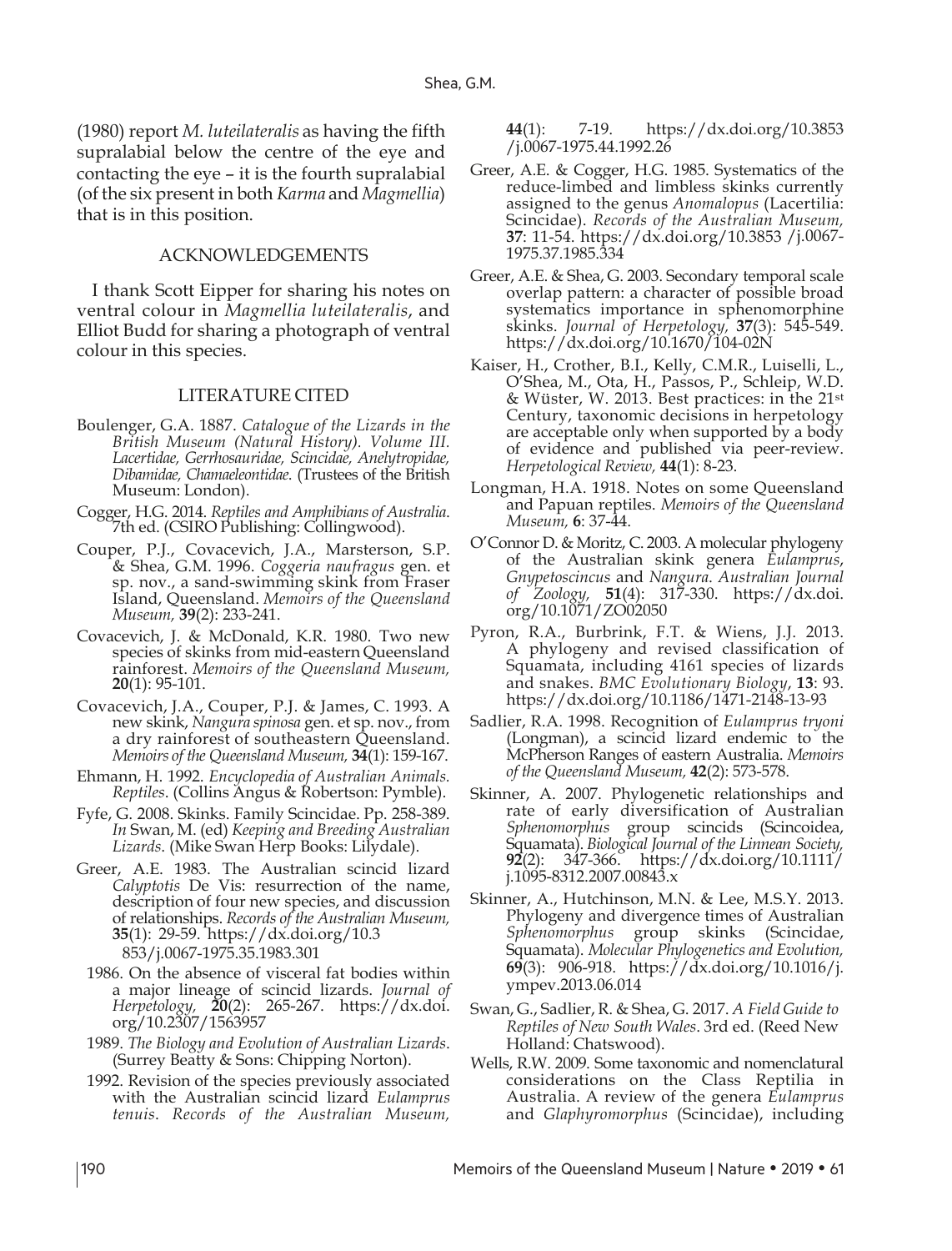(1980) report *M. luteilateralis* as having the fifth supralabial below the centre of the eye and contacting the eye – it is the fourth supralabial (of the six present in both *Karma* and *Magmellia*) that is in this position.

## ACKNOWLEDGEMENTS

I thank Scott Eipper for sharing his notes on ventral colour in *Magmellia luteilateralis*, and Elliot Budd for sharing a photograph of ventral colour in this species.

## LITERATURE CITED

Boulenger, G.A. 1887. *Catalogue of the Lizards in the British Museum (Natural History). Volume III. Lacertidae, Gerrhosauridae, Scincidae, Anelytropidae, Dibamidae, Chamaeleontidae.* (Trustees of the British Museum: London).

Cogger, H.G. 2014. *Reptiles and Amphibians of Australia*. 7th ed. (CSIRO Publishing: Collingwood).

Couper, P.J., Covacevich, J.A., Marsterson, S.P. & Shea, G.M. 1996. *Coggeria naufragus* gen. et sp. nov., a sand-swimming skink from Fraser Island, Queensland. *Memoirs of the Queensland Museum,* **39**(2): 233-241.

Covacevich, J. & McDonald, K.R. 1980. Two new species of skinks from mid-eastern Queensland rainforest. *Memoirs of the Queensland Museum,* **20**(1): 95-101.

Covacevich, J.A., Couper, P.J. & James, C. 1993. A new skink, *Nangura spinosa* gen. et sp. nov., from a dry rainforest of southeastern Queensland. *Memoirs of the Queensland Museum,* **34**(1): 159-167.

Ehmann, H. 1992. *Encyclopedia of Australian Animals. Reptiles*. (Collins Angus & Robertson: Pymble).

Fyfe, G. 2008. Skinks. Family Scincidae. Pp. 258-389. *In* Swan, M. (ed) *Keeping and Breeding Australian Lizards*. (Mike Swan Herp Books: Lilydale).

Greer, A.E. 1983. The Australian scincid lizard *Calyptotis* De Vis: resurrection of the name, description of four new species, and discussion of relationships. *Records of the Australian Museum,* **35**(1): 29-59. https://dx.doi.org/10.3853/j.0067-1975.35.1983.301

1986. On the absence of visceral fat bodies within a major lineage of scincid lizards. *Journal of Herpetology,* **20**(2): 265-267. https://dx.doi.org/10.2307/1563957

1989. *The Biology and Evolution of Australian Lizards*. (Surrey Beatty & Sons: Chipping Norton).

1992. Revision of the species previously associated with the Australian scincid lizard *Eulamprus tenuis*. *Records of the Australian Museum,* **44**(1): 7-19. https://dx.doi.org/10.3853/j.0067-1975.44.1992.26

Greer, A.E. & Cogger, H.G. 1985. Systematics of the reduce-limbed and limbless skinks currently assigned to the genus *Anomalopus* (Lacertilia: Scincidae). *Records of the Australian Museum,* **37**: 11-54. https://dx.doi.org/10.3853/j.0067-1975.37.1985.334

Greer, A.E. & Shea, G. 2003. Secondary temporal scale overlap pattern: a character of possible broad systematics importance in sphenomorphine skinks. *Journal of Herpetology,* **37**(3): 545-549. https://dx.doi.org/10.1670/104-02N

Kaiser, H., Crother, B.I., Kelly, C.M.R., Luiselli, L., O'Shea, M., Ota, H., Passos, P., Schleip, W.D. & Wüster, W. 2013. Best practices: in the 21st Century, taxonomic decisions in herpetology are acceptable only when supported by a body of evidence and published via peer-review. *Herpetological Review,* **44**(1): 8-23.

Longman, H.A. 1918. Notes on some Queensland and Papuan reptiles. *Memoirs of the Queensland Museum,* **6**: 37-44.

O'Connor D. & Moritz, C. 2003. A molecular phylogeny of the Australian skink genera *Eulamprus*, *Gnypetoscincus* and *Nangura*. *Australian Journal of Zoology,* **51**(4): 317-330. https://dx.doi.org/10.1071/ZO02050

Pyron, R.A., Burbrink, F.T. & Wiens, J.J. 2013. A phylogeny and revised classification of Squamata, including 4161 species of lizards and snakes. *BMC Evolutionary Biology*, **13**: 93. https://dx.doi.org/10.1186/1471-2148-13-93

Sadlier, R.A. 1998. Recognition of *Eulamprus tryoni* (Longman), a scincid lizard endemic to the McPherson Ranges of eastern Australia. *Memoirs of the Queensland Museum,* **42**(2): 573-578.

Skinner, A. 2007. Phylogenetic relationships and rate of early diversification of Australian *Sphenomorphus* group scincids (Scincoidea, Squamata). *Biological Journal of the Linnean Society,* **92**(2): 347-366. https://dx.doi.org/10.1111/j.1095-8312.2007.00843.x

Skinner, A., Hutchinson, M.N. & Lee, M.S.Y. 2013. Phylogeny and divergence times of Australian *Sphenomorphus* group skinks (Scincidae, Squamata). *Molecular Phylogenetics and Evolution,* **69**(3): 906-918. https://dx.doi.org/10.1016/j.ympev.2013.06.014

Swan, G., Sadlier, R. & Shea, G. 2017. *A Field Guide to Reptiles of New South Wales*. 3rd ed. (Reed New Holland: Chatswood).

Wells, R.W. 2009. Some taxonomic and nomenclatural considerations on the Class Reptilia in Australia. A review of the genera *Eulamprus* and *Glaphyromorphus* (Scincidae), including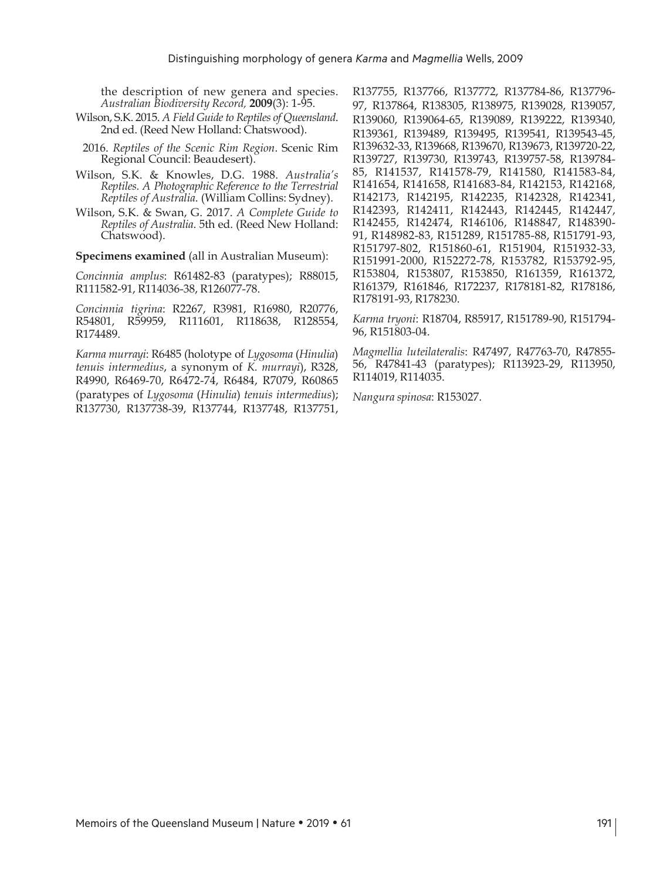the description of new genera and species. *Australian Biodiversity Record,* **2009**(3): 1-95.

Wilson, S.K. 2015. *A Field Guide to Reptiles of Queensland*. 2nd ed. (Reed New Holland: Chatswood).

2016. *Reptiles of the Scenic Rim Region*. Scenic Rim Regional Council: Beaudesert).

Wilson, S.K. & Knowles, D.G. 1988. *Australia's Reptiles. A Photographic Reference to the Terrestrial Reptiles of Australia*. (William Collins: Sydney).

Wilson, S.K. & Swan, G. 2017. *A Complete Guide to Reptiles of Australia*. 5th ed. (Reed New Holland: Chatswood).

**Specimens examined** (all in Australian Museum):

*Concinnia amplus*: R61482-83 (paratypes); R88015, R111582-91, R114036-38, R126077-78.

*Concinnia tigrina*: R2267, R3981, R16980, R20776, R54801, R59959, R111601, R118638, R128554, R174489.

*Karma murrayi*: R6485 (holotype of *Lygosoma* (*Hinulia*) *tenuis intermedius*, a synonym of *K. murrayi*), R328, R4990, R6469-70, R6472-74, R6484, R7079, R60865 (paratypes of *Lygosoma* (*Hinulia*) *tenuis intermedius*); R137730, R137738-39, R137744, R137748, R137751, R137755, R137766, R137772, R137784-86, R137796-97, R137864, R138305, R138975, R139028, R139057, R139060, R139064-65, R139089, R139222, R139340, R139361, R139489, R139495, R139541, R139543-45, R139632-33, R139668, R139670, R139673, R139720-22, R139727, R139730, R139743, R139757-58, R139784-85, R141537, R141578-79, R141580, R141583-84, R141654, R141658, R141683-84, R142153, R142168, R142173, R142195, R142235, R142328, R142341, R142393, R142411, R142443, R142445, R142447, R142455, R142474, R146106, R148847, R148390-91, R148982-83, R151289, R151785-88, R151791-93, R151797-802, R151860-61, R151904, R151932-33, R151991-2000, R152272-78, R153782, R153792-95, R153804, R153807, R153850, R161359, R161372, R161379, R161846, R172237, R178181-82, R178186, R178191-93, R178230.

*Karma tryoni*: R18704, R85917, R151789-90, R151794-96, R151803-04.

*Magmellia luteilateralis*: R47497, R47763-70, R47855-56, R47841-43 (paratypes); R113923-29, R113950, R114019, R114035.

*Nangura spinosa*: R153027.